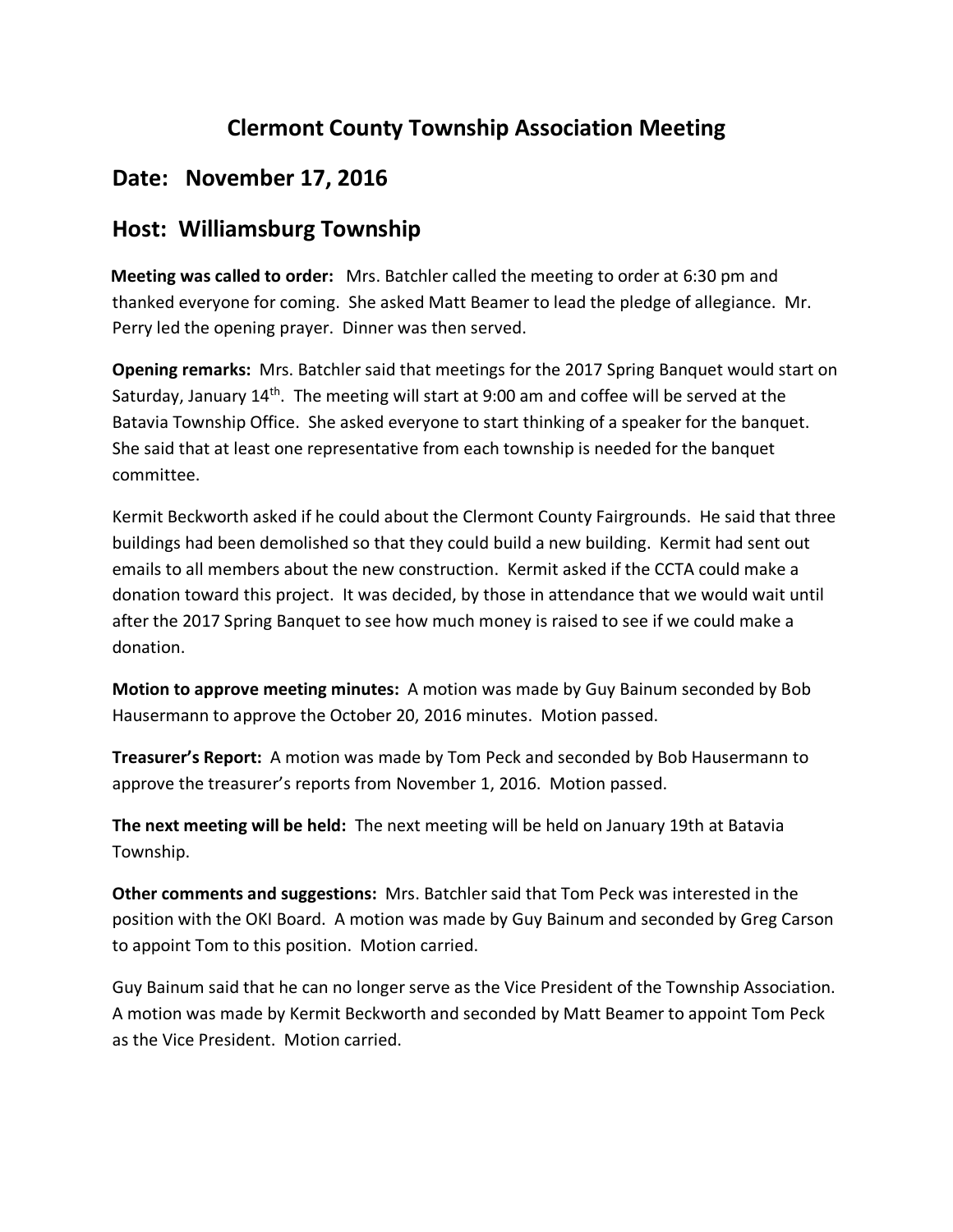# Clermont County Township Association Meeting

## Date: November 17, 2016

## Host: Williamsburg Township

**Meeting was called to order:** Mrs. Batchler called the meeting to order at 6:30 pm and thanked everyone for coming. She asked Matt Beamer to lead the pledge of allegiance. Mr. Perry led the opening prayer. Dinner was then served.

**Opening remarks:** Mrs. Batchler said that meetings for the 2017 Spring Banquet would start on Saturday, January 14th. The meeting will start at 9:00 am and coffee will be served at the Batavia Township Office. She asked everyone to start thinking of a speaker for the banquet. She said that at least one representative from each township is needed for the banquet committee.

Kermit Beckworth asked if he could about the Clermont County Fairgrounds. He said that three buildings had been demolished so that they could build a new building. Kermit had sent out emails to all members about the new construction. Kermit asked if the CCTA could make a donation toward this project. It was decided, by those in attendance that we would wait until after the 2017 Spring Banquet to see how much money is raised to see if we could make a donation.

**Motion to approve meeting minutes:** A motion was made by Guy Bainum seconded by Bob Hausermann to approve the October 20, 2016 minutes. Motion passed.

**Treasurer's Report:** A motion was made by Tom Peck and seconded by Bob Hausermann to approve the treasurer's reports from November 1, 2016. Motion passed.

**The next meeting will be held:** The next meeting will be held on January 19th at Batavia Township.

**Other comments and suggestions:** Mrs. Batchler said that Tom Peck was interested in the position with the OKI Board. A motion was made by Guy Bainum and seconded by Greg Carson to appoint Tom to this position. Motion carried.

Guy Bainum said that he can no longer serve as the Vice President of the Township Association. A motion was made by Kermit Beckworth and seconded by Matt Beamer to appoint Tom Peck as the Vice President. Motion carried.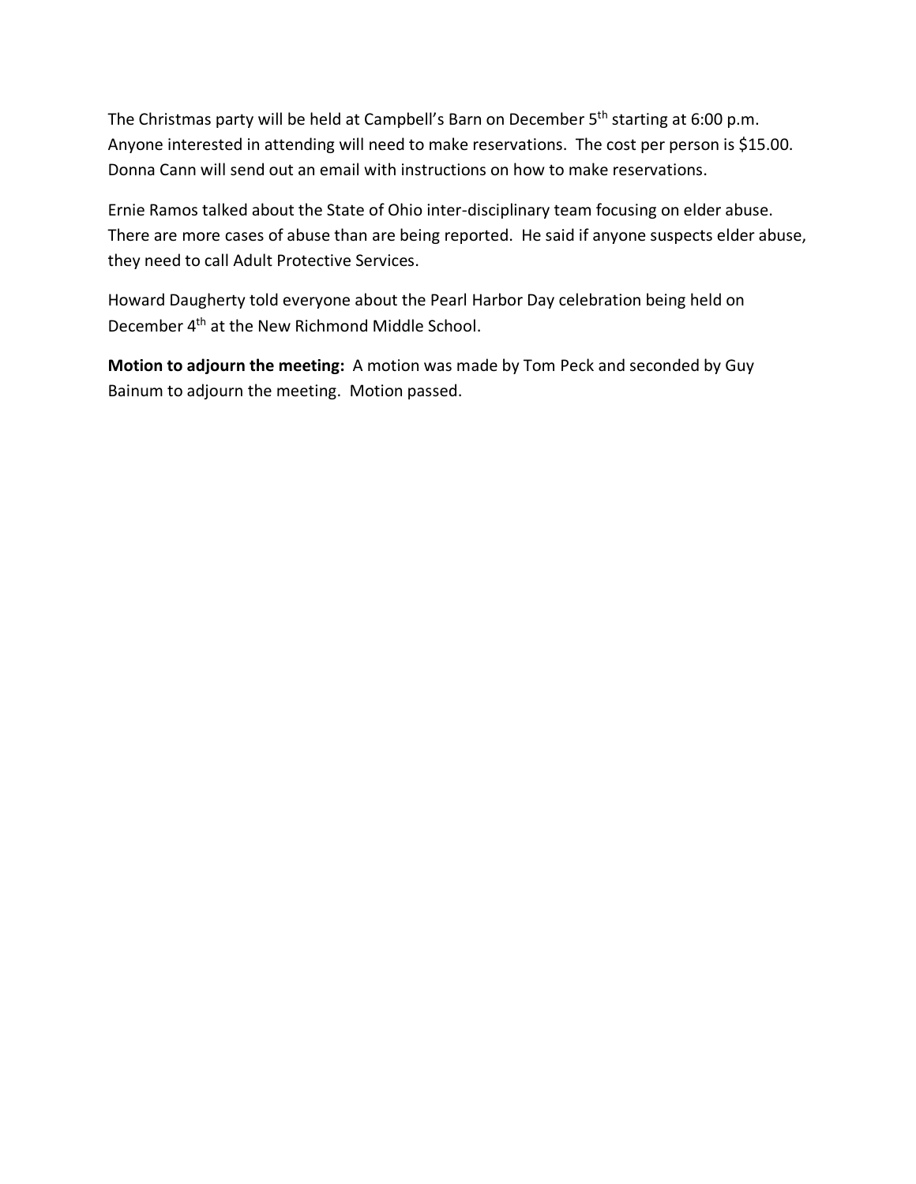The Christmas party will be held at Campbell's Barn on December 5th starting at 6:00 p.m. Anyone interested in attending will need to make reservations. The cost per person is $15.00. Donna Cann will send out an email with instructions on how to make reservations.

Ernie Ramos talked about the State of Ohio inter-disciplinary team focusing on elder abuse. There are more cases of abuse than are being reported. He said if anyone suspects elder abuse, they need to call Adult Protective Services.

Howard Daugherty told everyone about the Pearl Harbor Day celebration being held on December 4th at the New Richmond Middle School.

**Motion to adjourn the meeting:** A motion was made by Tom Peck and seconded by Guy Bainum to adjourn the meeting. Motion passed.